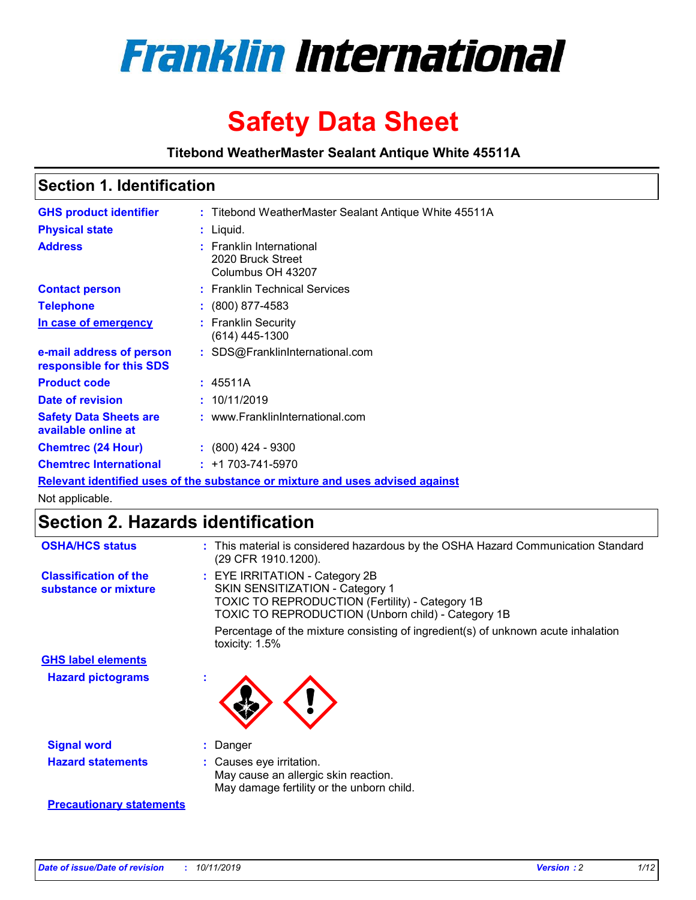# Franklin International

# Safety Data Sheet

**Titebond WeatherMaster Sealant Antique White 45511A**

## Section 1. Identification

| | | |
|---|---|---|
| **GHS product identifier** | : | Titebond WeatherMaster Sealant Antique White 45511A |
| **Physical state** | : | Liquid. |
| **Address** | : | Franklin International<br>2020 Bruck Street<br>Columbus OH 43207 |
| **Contact person** | : | Franklin Technical Services |
| **Telephone** | : | (800) 877-4583 |
| **In case of emergency** | : | Franklin Security<br>(614) 445-1300 |
| **e-mail address of person responsible for this SDS** | : | SDS@FranklinInternational.com |
| **Product code** | : | 45511A |
| **Date of revision** | : | 10/11/2019 |
| **Safety Data Sheets are available online at** | : | www.FranklinInternational.com |
| **Chemtrec (24 Hour)** | : | (800) 424 - 9300 |
| **Chemtrec International** | : | +1 703-741-5970 |

**Relevant identified uses of the substance or mixture and uses advised against**

Not applicable.

## Section 2. Hazards identification

| | | |
|---|---|---|
| **OSHA/HCS status** | : | This material is considered hazardous by the OSHA Hazard Communication Standard (29 CFR 1910.1200). |
| **Classification of the substance or mixture** | : | EYE IRRITATION - Category 2B<br>SKIN SENSITIZATION - Category 1<br>TOXIC TO REPRODUCTION (Fertility) - Category 1B<br>TOXIC TO REPRODUCTION (Unborn child) - Category 1B<br><br>Percentage of the mixture consisting of ingredient(s) of unknown acute inhalation toxicity: 1.5% |

**GHS label elements**

| | | |
|---|---|---|
| **Hazard pictograms** | : | |
| **Signal word** | : | Danger |
| **Hazard statements** | : | Causes eye irritation.<br>May cause an allergic skin reaction.<br>May damage fertility or the unborn child. |

**Precautionary statements**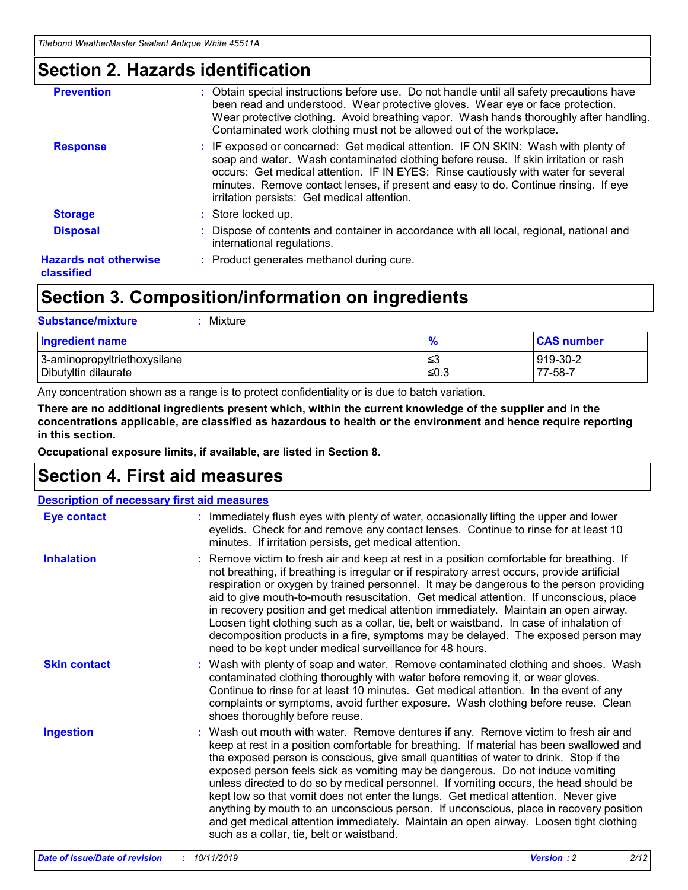## Section 2. Hazards identification

**Prevention** : Obtain special instructions before use. Do not handle until all safety precautions have been read and understood. Wear protective gloves. Wear eye or face protection. Wear protective clothing. Avoid breathing vapor. Wash hands thoroughly after handling. Contaminated work clothing must not be allowed out of the workplace.

**Response** : IF exposed or concerned: Get medical attention. IF ON SKIN: Wash with plenty of soap and water. Wash contaminated clothing before reuse. If skin irritation or rash occurs: Get medical attention. IF IN EYES: Rinse cautiously with water for several minutes. Remove contact lenses, if present and easy to do. Continue rinsing. If eye irritation persists: Get medical attention.

**Storage** : Store locked up.

**Disposal** : Dispose of contents and container in accordance with all local, regional, national and international regulations.

**Hazards not otherwise classified** : Product generates methanol during cure.

## Section 3. Composition/information on ingredients

**Substance/mixture** : Mixture

| Ingredient name | % | CAS number |
|---|---|---|
| 3-aminopropyltriethoxysilane | ≤3 | 919-30-2 |
| Dibutyltin dilaurate | ≤0.3 | 77-58-7 |

Any concentration shown as a range is to protect confidentiality or is due to batch variation.

**There are no additional ingredients present which, within the current knowledge of the supplier and in the concentrations applicable, are classified as hazardous to health or the environment and hence require reporting in this section.**

**Occupational exposure limits, if available, are listed in Section 8.**

## Section 4. First aid measures

**Description of necessary first aid measures**

**Eye contact** : Immediately flush eyes with plenty of water, occasionally lifting the upper and lower eyelids. Check for and remove any contact lenses. Continue to rinse for at least 10 minutes. If irritation persists, get medical attention.

**Inhalation** : Remove victim to fresh air and keep at rest in a position comfortable for breathing. If not breathing, if breathing is irregular or if respiratory arrest occurs, provide artificial respiration or oxygen by trained personnel. It may be dangerous to the person providing aid to give mouth-to-mouth resuscitation. Get medical attention. If unconscious, place in recovery position and get medical attention immediately. Maintain an open airway. Loosen tight clothing such as a collar, tie, belt or waistband. In case of inhalation of decomposition products in a fire, symptoms may be delayed. The exposed person may need to be kept under medical surveillance for 48 hours.

**Skin contact** : Wash with plenty of soap and water. Remove contaminated clothing and shoes. Wash contaminated clothing thoroughly with water before removing it, or wear gloves. Continue to rinse for at least 10 minutes. Get medical attention. In the event of any complaints or symptoms, avoid further exposure. Wash clothing before reuse. Clean shoes thoroughly before reuse.

**Ingestion** : Wash out mouth with water. Remove dentures if any. Remove victim to fresh air and keep at rest in a position comfortable for breathing. If material has been swallowed and the exposed person is conscious, give small quantities of water to drink. Stop if the exposed person feels sick as vomiting may be dangerous. Do not induce vomiting unless directed to do so by medical personnel. If vomiting occurs, the head should be kept low so that vomit does not enter the lungs. Get medical attention. Never give anything by mouth to an unconscious person. If unconscious, place in recovery position and get medical attention immediately. Maintain an open airway. Loosen tight clothing such as a collar, tie, belt or waistband.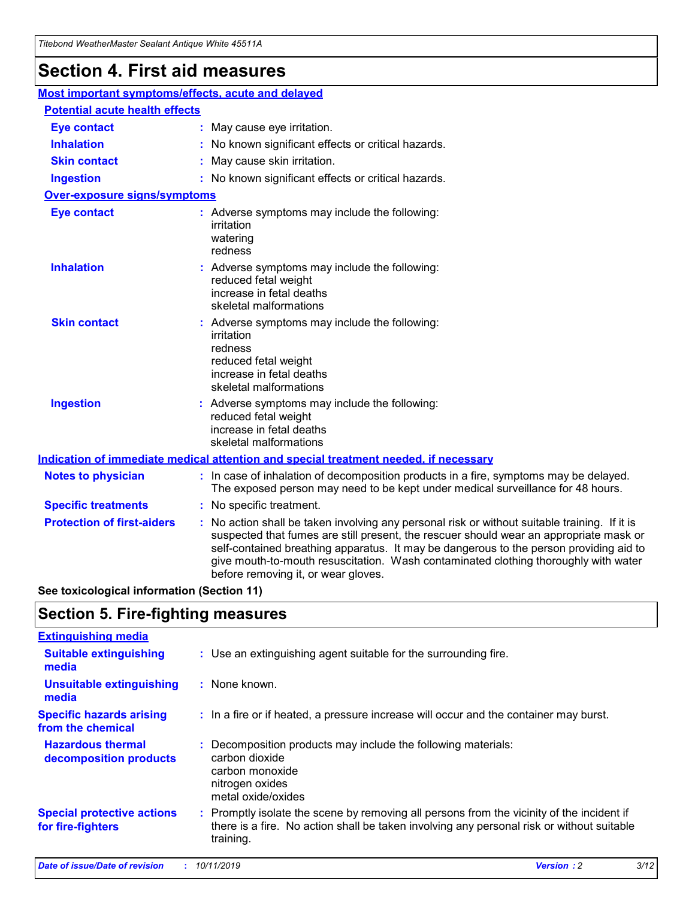# Section 4. First aid measures

## Most important symptoms/effects, acute and delayed

### Potential acute health effects

**Eye contact** : May cause eye irritation.

**Inhalation** : No known significant effects or critical hazards.

**Skin contact** : May cause skin irritation.

**Ingestion** : No known significant effects or critical hazards.

### Over-exposure signs/symptoms

**Eye contact** : Adverse symptoms may include the following:
irritation
watering
redness

**Inhalation** : Adverse symptoms may include the following:
reduced fetal weight
increase in fetal deaths
skeletal malformations

**Skin contact** : Adverse symptoms may include the following:
irritation
redness
reduced fetal weight
increase in fetal deaths
skeletal malformations

**Ingestion** : Adverse symptoms may include the following:
reduced fetal weight
increase in fetal deaths
skeletal malformations

## Indication of immediate medical attention and special treatment needed, if necessary

**Notes to physician** : In case of inhalation of decomposition products in a fire, symptoms may be delayed. The exposed person may need to be kept under medical surveillance for 48 hours.

**Specific treatments** : No specific treatment.

**Protection of first-aiders** : No action shall be taken involving any personal risk or without suitable training. If it is suspected that fumes are still present, the rescuer should wear an appropriate mask or self-contained breathing apparatus. It may be dangerous to the person providing aid to give mouth-to-mouth resuscitation. Wash contaminated clothing thoroughly with water before removing it, or wear gloves.

**See toxicological information (Section 11)**

# Section 5. Fire-fighting measures

## Extinguishing media

**Suitable extinguishing media** : Use an extinguishing agent suitable for the surrounding fire.

**Unsuitable extinguishing media** : None known.

**Specific hazards arising from the chemical** : In a fire or if heated, a pressure increase will occur and the container may burst.

**Hazardous thermal decomposition products** : Decomposition products may include the following materials:
carbon dioxide
carbon monoxide
nitrogen oxides
metal oxide/oxides

**Special protective actions for fire-fighters** : Promptly isolate the scene by removing all persons from the vicinity of the incident if there is a fire. No action shall be taken involving any personal risk or without suitable training.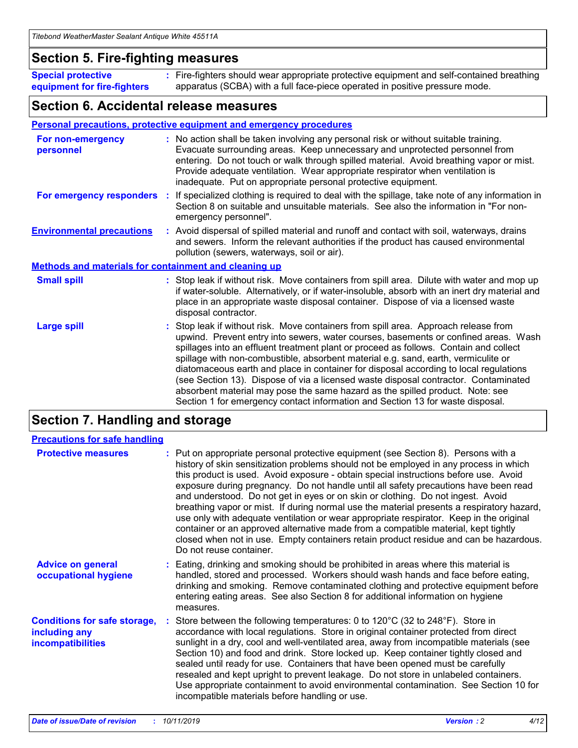## Section 5. Fire-fighting measures

**Special protective equipment for fire-fighters** : Fire-fighters should wear appropriate protective equipment and self-contained breathing apparatus (SCBA) with a full face-piece operated in positive pressure mode.

## Section 6. Accidental release measures

### Personal precautions, protective equipment and emergency procedures

**For non-emergency personnel** : No action shall be taken involving any personal risk or without suitable training. Evacuate surrounding areas. Keep unnecessary and unprotected personnel from entering. Do not touch or walk through spilled material. Avoid breathing vapor or mist. Provide adequate ventilation. Wear appropriate respirator when ventilation is inadequate. Put on appropriate personal protective equipment.

**For emergency responders** : If specialized clothing is required to deal with the spillage, take note of any information in Section 8 on suitable and unsuitable materials. See also the information in "For non-emergency personnel".

**Environmental precautions** : Avoid dispersal of spilled material and runoff and contact with soil, waterways, drains and sewers. Inform the relevant authorities if the product has caused environmental pollution (sewers, waterways, soil or air).

### Methods and materials for containment and cleaning up

**Small spill** : Stop leak if without risk. Move containers from spill area. Dilute with water and mop up if water-soluble. Alternatively, or if water-insoluble, absorb with an inert dry material and place in an appropriate waste disposal container. Dispose of via a licensed waste disposal contractor.

**Large spill** : Stop leak if without risk. Move containers from spill area. Approach release from upwind. Prevent entry into sewers, water courses, basements or confined areas. Wash spillages into an effluent treatment plant or proceed as follows. Contain and collect spillage with non-combustible, absorbent material e.g. sand, earth, vermiculite or diatomaceous earth and place in container for disposal according to local regulations (see Section 13). Dispose of via a licensed waste disposal contractor. Contaminated absorbent material may pose the same hazard as the spilled product. Note: see Section 1 for emergency contact information and Section 13 for waste disposal.

## Section 7. Handling and storage

### Precautions for safe handling

**Protective measures** : Put on appropriate personal protective equipment (see Section 8). Persons with a history of skin sensitization problems should not be employed in any process in which this product is used. Avoid exposure - obtain special instructions before use. Avoid exposure during pregnancy. Do not handle until all safety precautions have been read and understood. Do not get in eyes or on skin or clothing. Do not ingest. Avoid breathing vapor or mist. If during normal use the material presents a respiratory hazard, use only with adequate ventilation or wear appropriate respirator. Keep in the original container or an approved alternative made from a compatible material, kept tightly closed when not in use. Empty containers retain product residue and can be hazardous. Do not reuse container.

**Advice on general occupational hygiene** : Eating, drinking and smoking should be prohibited in areas where this material is handled, stored and processed. Workers should wash hands and face before eating, drinking and smoking. Remove contaminated clothing and protective equipment before entering eating areas. See also Section 8 for additional information on hygiene measures.

**Conditions for safe storage, including any incompatibilities** : Store between the following temperatures: 0 to 120°C (32 to 248°F). Store in accordance with local regulations. Store in original container protected from direct sunlight in a dry, cool and well-ventilated area, away from incompatible materials (see Section 10) and food and drink. Store locked up. Keep container tightly closed and sealed until ready for use. Containers that have been opened must be carefully resealed and kept upright to prevent leakage. Do not store in unlabeled containers. Use appropriate containment to avoid environmental contamination. See Section 10 for incompatible materials before handling or use.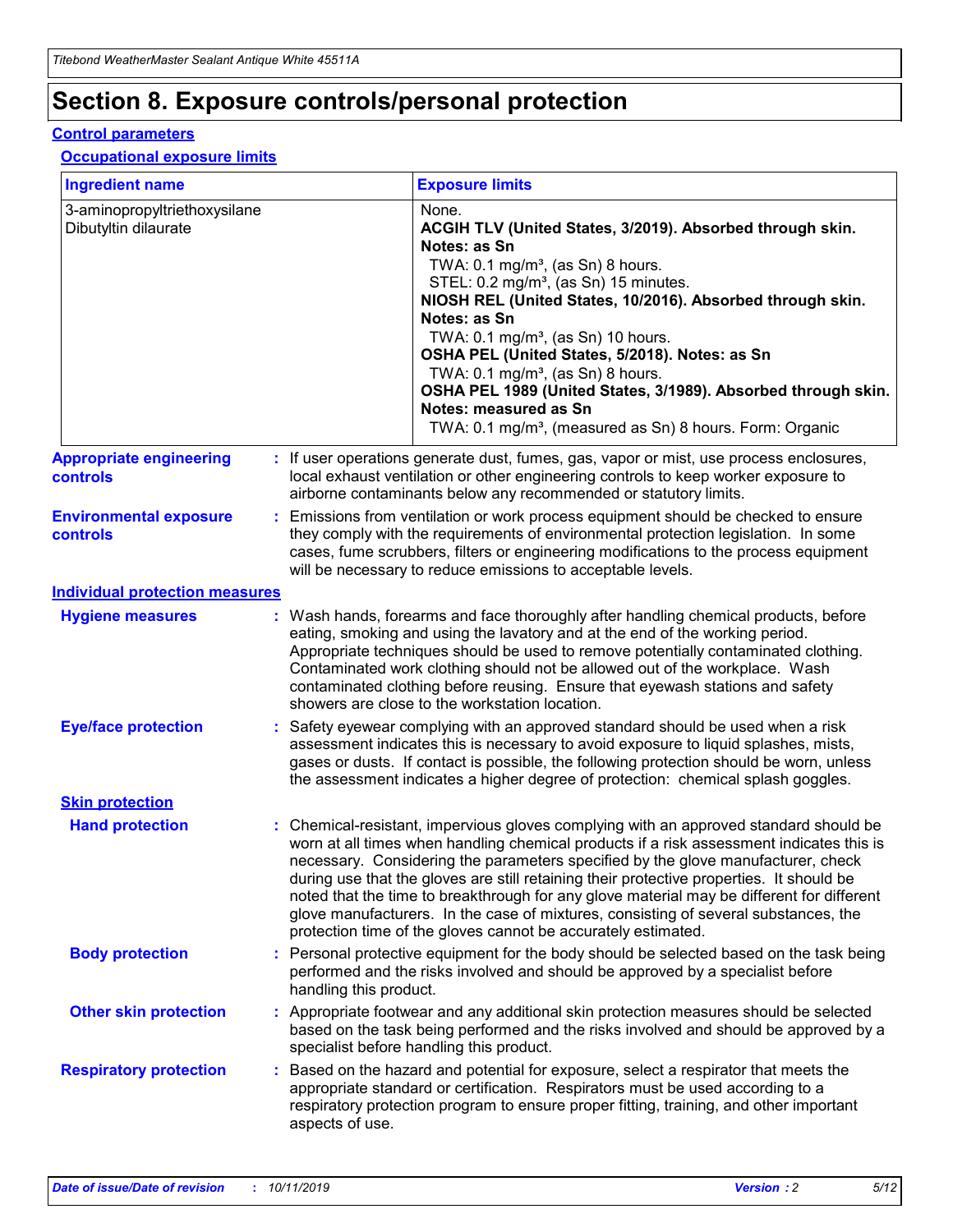# Section 8. Exposure controls/personal protection

## Control parameters

### Occupational exposure limits

| Ingredient name | Exposure limits |
|---|---|
| 3-aminopropyltriethoxysilane<br>Dibutyltin dilaurate | None.<br>**ACGIH TLV (United States, 3/2019). Absorbed through skin. Notes: as Sn**<br>TWA: 0.1 mg/m³, (as Sn) 8 hours.<br>STEL: 0.2 mg/m³, (as Sn) 15 minutes.<br>**NIOSH REL (United States, 10/2016). Absorbed through skin. Notes: as Sn**<br>TWA: 0.1 mg/m³, (as Sn) 10 hours.<br>**OSHA PEL (United States, 5/2018). Notes: as Sn**<br>TWA: 0.1 mg/m³, (as Sn) 8 hours.<br>**OSHA PEL 1989 (United States, 3/1989). Absorbed through skin. Notes: measured as Sn**<br>TWA: 0.1 mg/m³, (measured as Sn) 8 hours. Form: Organic |

**Appropriate engineering controls** : If user operations generate dust, fumes, gas, vapor or mist, use process enclosures, local exhaust ventilation or other engineering controls to keep worker exposure to airborne contaminants below any recommended or statutory limits.

**Environmental exposure controls** : Emissions from ventilation or work process equipment should be checked to ensure they comply with the requirements of environmental protection legislation. In some cases, fume scrubbers, filters or engineering modifications to the process equipment will be necessary to reduce emissions to acceptable levels.

## Individual protection measures

**Hygiene measures** : Wash hands, forearms and face thoroughly after handling chemical products, before eating, smoking and using the lavatory and at the end of the working period. Appropriate techniques should be used to remove potentially contaminated clothing. Contaminated work clothing should not be allowed out of the workplace. Wash contaminated clothing before reusing. Ensure that eyewash stations and safety showers are close to the workstation location.

**Eye/face protection** : Safety eyewear complying with an approved standard should be used when a risk assessment indicates this is necessary to avoid exposure to liquid splashes, mists, gases or dusts. If contact is possible, the following protection should be worn, unless the assessment indicates a higher degree of protection: chemical splash goggles.

### Skin protection

**Hand protection** : Chemical-resistant, impervious gloves complying with an approved standard should be worn at all times when handling chemical products if a risk assessment indicates this is necessary. Considering the parameters specified by the glove manufacturer, check during use that the gloves are still retaining their protective properties. It should be noted that the time to breakthrough for any glove material may be different for different glove manufacturers. In the case of mixtures, consisting of several substances, the protection time of the gloves cannot be accurately estimated.

**Body protection** : Personal protective equipment for the body should be selected based on the task being performed and the risks involved and should be approved by a specialist before handling this product.

**Other skin protection** : Appropriate footwear and any additional skin protection measures should be selected based on the task being performed and the risks involved and should be approved by a specialist before handling this product.

**Respiratory protection** : Based on the hazard and potential for exposure, select a respirator that meets the appropriate standard or certification. Respirators must be used according to a respiratory protection program to ensure proper fitting, training, and other important aspects of use.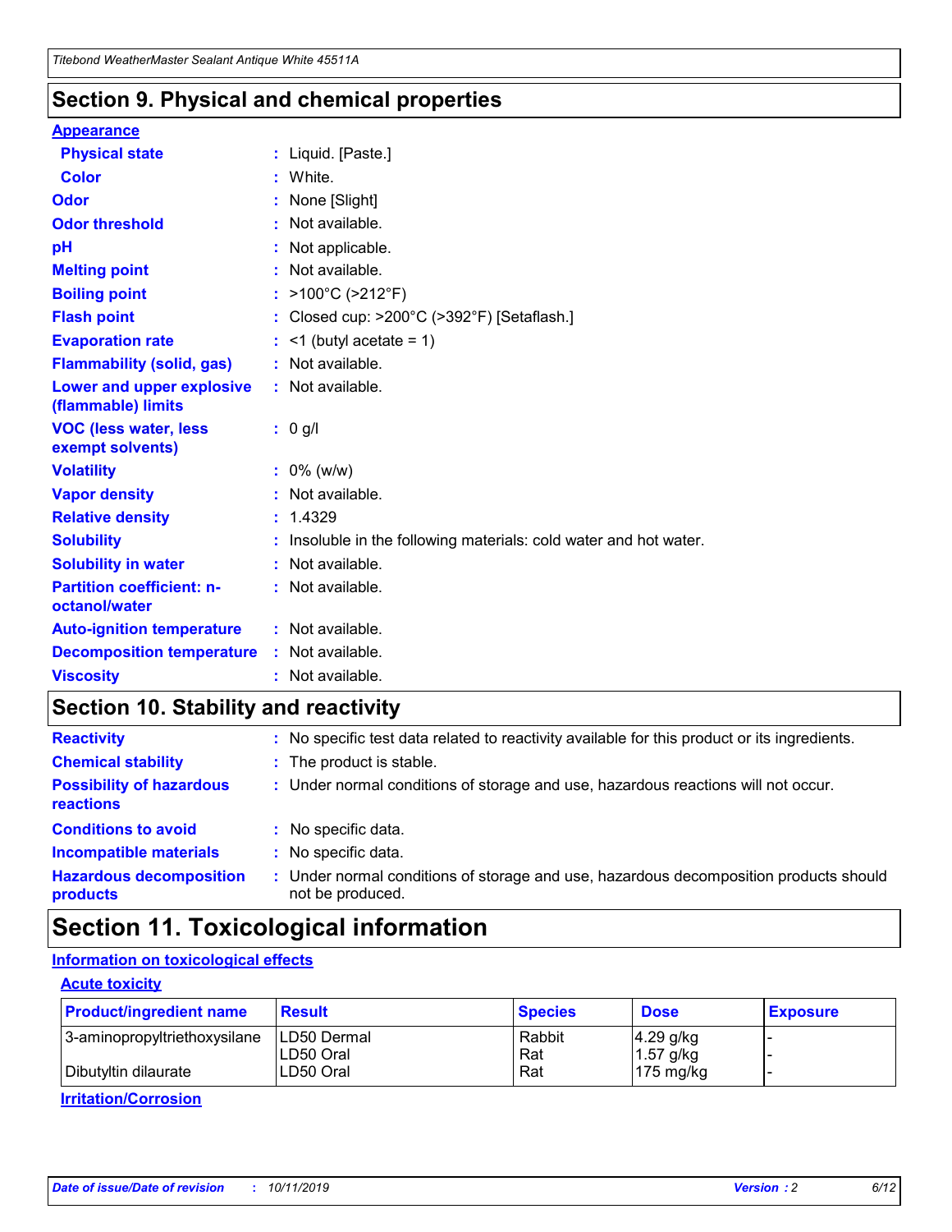## Section 9. Physical and chemical properties

### Appearance

| | |
|---|---|
| **Physical state** | : Liquid. [Paste.] |
| **Color** | : White. |
| **Odor** | : None [Slight] |
| **Odor threshold** | : Not available. |
| **pH** | : Not applicable. |
| **Melting point** | : Not available. |
| **Boiling point** | : >100°C (>212°F) |
| **Flash point** | : Closed cup: >200°C (>392°F) [Setaflash.] |
| **Evaporation rate** | : <1 (butyl acetate = 1) |
| **Flammability (solid, gas)** | : Not available. |
| **Lower and upper explosive (flammable) limits** | : Not available. |
| **VOC (less water, less exempt solvents)** | : 0 g/l |
| **Volatility** | : 0% (w/w) |
| **Vapor density** | : Not available. |
| **Relative density** | : 1.4329 |
| **Solubility** | : Insoluble in the following materials: cold water and hot water. |
| **Solubility in water** | : Not available. |
| **Partition coefficient: n-octanol/water** | : Not available. |
| **Auto-ignition temperature** | : Not available. |
| **Decomposition temperature** | : Not available. |
| **Viscosity** | : Not available. |

## Section 10. Stability and reactivity

| | |
|---|---|
| **Reactivity** | : No specific test data related to reactivity available for this product or its ingredients. |
| **Chemical stability** | : The product is stable. |
| **Possibility of hazardous reactions** | : Under normal conditions of storage and use, hazardous reactions will not occur. |
| **Conditions to avoid** | : No specific data. |
| **Incompatible materials** | : No specific data. |
| **Hazardous decomposition products** | : Under normal conditions of storage and use, hazardous decomposition products should not be produced. |

## Section 11. Toxicological information

### Information on toxicological effects

#### Acute toxicity

| Product/ingredient name | Result | Species | Dose | Exposure |
|---|---|---|---|---|
| 3-aminopropyltriethoxysilane | LD50 Dermal | Rabbit | 4.29 g/kg | - |
| | LD50 Oral | Rat | 1.57 g/kg | - |
| Dibutyltin dilaurate | LD50 Oral | Rat | 175 mg/kg | - |

#### Irritation/Corrosion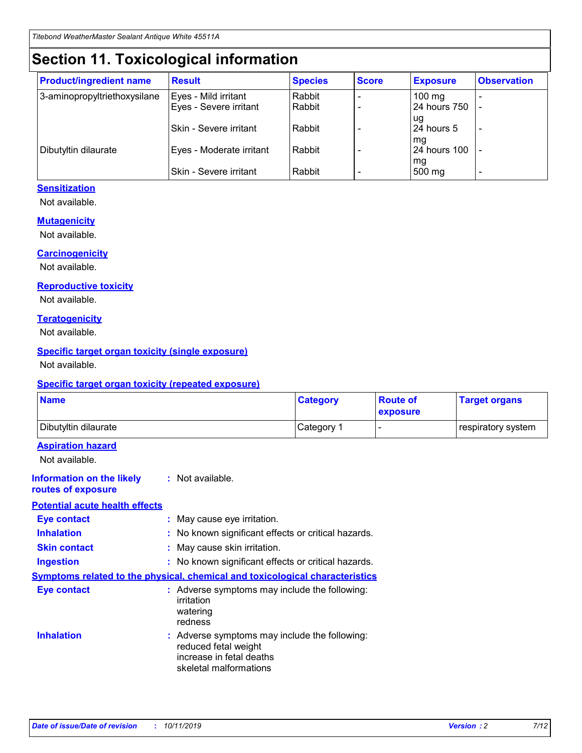# Section 11. Toxicological information

| Product/ingredient name | Result | Species | Score | Exposure | Observation |
| --- | --- | --- | --- | --- | --- |
| 3-aminopropyltriethoxysilane | Eyes - Mild irritant | Rabbit | - | 100 mg | - |
| | Eyes - Severe irritant | Rabbit | - | 24 hours 750 ug | - |
| | Skin - Severe irritant | Rabbit | - | 24 hours 5 mg | - |
| Dibutyltin dilaurate | Eyes - Moderate irritant | Rabbit | - | 24 hours 100 mg | - |
| | Skin - Severe irritant | Rabbit | - | 500 mg | - |

### Sensitization

Not available.

### Mutagenicity

Not available.

### Carcinogenicity

Not available.

### Reproductive toxicity

Not available.

### Teratogenicity

Not available.

### Specific target organ toxicity (single exposure)

Not available.

### Specific target organ toxicity (repeated exposure)

| Name | Category | Route of exposure | Target organs |
| --- | --- | --- | --- |
| Dibutyltin dilaurate | Category 1 | - | respiratory system |

### Aspiration hazard

Not available.

**Information on the likely routes of exposure** : Not available.

### Potential acute health effects

**Eye contact** : May cause eye irritation.

**Inhalation** : No known significant effects or critical hazards.

**Skin contact** : May cause skin irritation.

**Ingestion** : No known significant effects or critical hazards.

### Symptoms related to the physical, chemical and toxicological characteristics

**Eye contact** : Adverse symptoms may include the following:
irritation
watering
redness

**Inhalation** : Adverse symptoms may include the following:
reduced fetal weight
increase in fetal deaths
skeletal malformations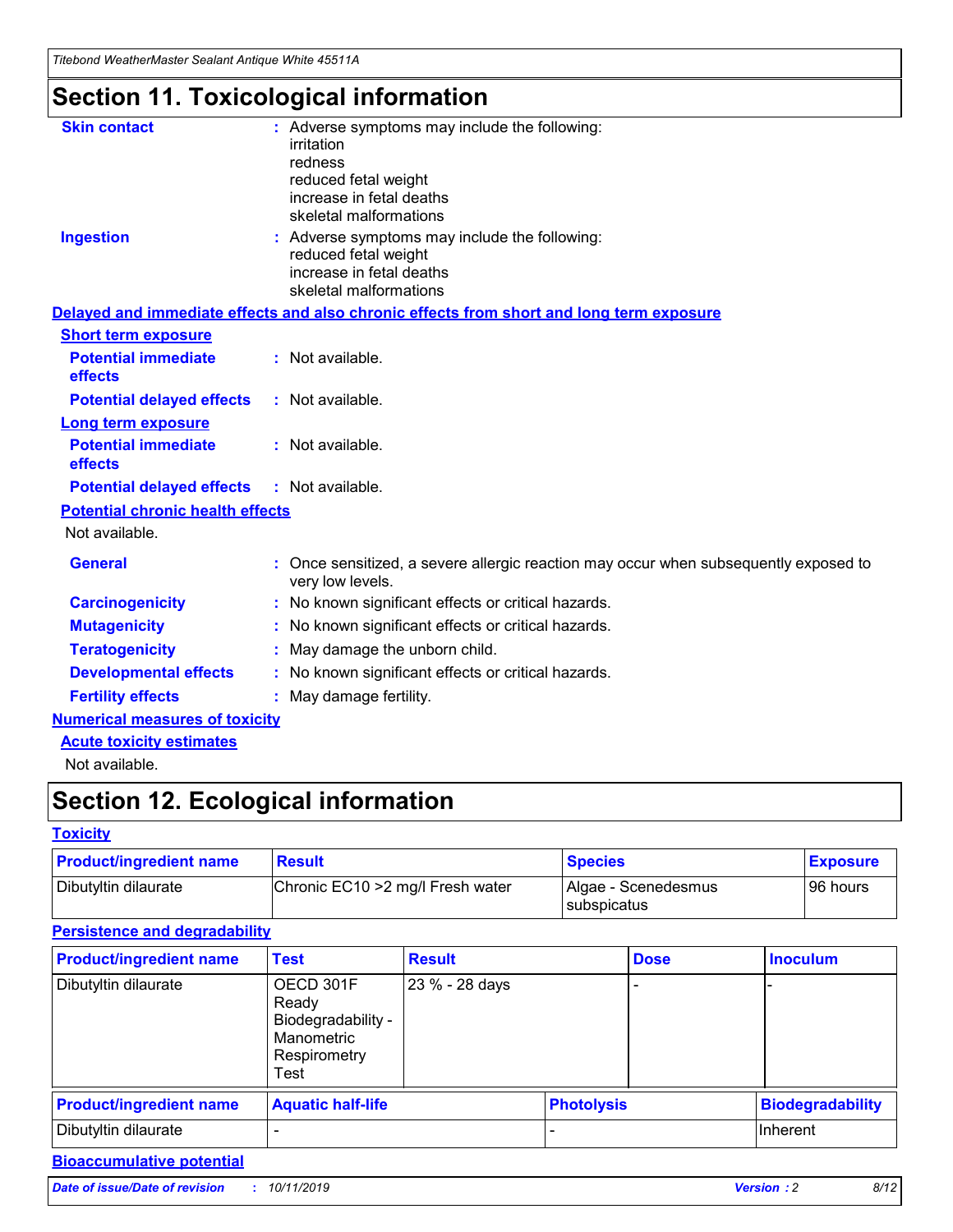# Section 11. Toxicological information

**Skin contact** : Adverse symptoms may include the following:
irritation
redness
reduced fetal weight
increase in fetal deaths
skeletal malformations

**Ingestion** : Adverse symptoms may include the following:
reduced fetal weight
increase in fetal deaths
skeletal malformations

## Delayed and immediate effects and also chronic effects from short and long term exposure

### Short term exposure

**Potential immediate effects** : Not available.

**Potential delayed effects** : Not available.

### Long term exposure

**Potential immediate effects** : Not available.

**Potential delayed effects** : Not available.

### Potential chronic health effects

Not available.

**General** : Once sensitized, a severe allergic reaction may occur when subsequently exposed to very low levels.

**Carcinogenicity** : No known significant effects or critical hazards.

**Mutagenicity** : No known significant effects or critical hazards.

**Teratogenicity** : May damage the unborn child.

**Developmental effects** : No known significant effects or critical hazards.

**Fertility effects** : May damage fertility.

## Numerical measures of toxicity

### Acute toxicity estimates

Not available.

# Section 12. Ecological information

## Toxicity

| Product/ingredient name | Result | Species | Exposure |
|---|---|---|---|
| Dibutyltin dilaurate | Chronic EC10 >2 mg/l Fresh water | Algae - Scenedesmus subspicatus | 96 hours |

## Persistence and degradability

| Product/ingredient name | Test | Result | Dose | Inoculum |
|---|---|---|---|---|
| Dibutyltin dilaurate | OECD 301F Ready Biodegradability - Manometric Respirometry Test | 23 % - 28 days | - | - |

| Product/ingredient name | Aquatic half-life | Photolysis | Biodegradability |
|---|---|---|---|
| Dibutyltin dilaurate | - | - | Inherent |

## Bioaccumulative potential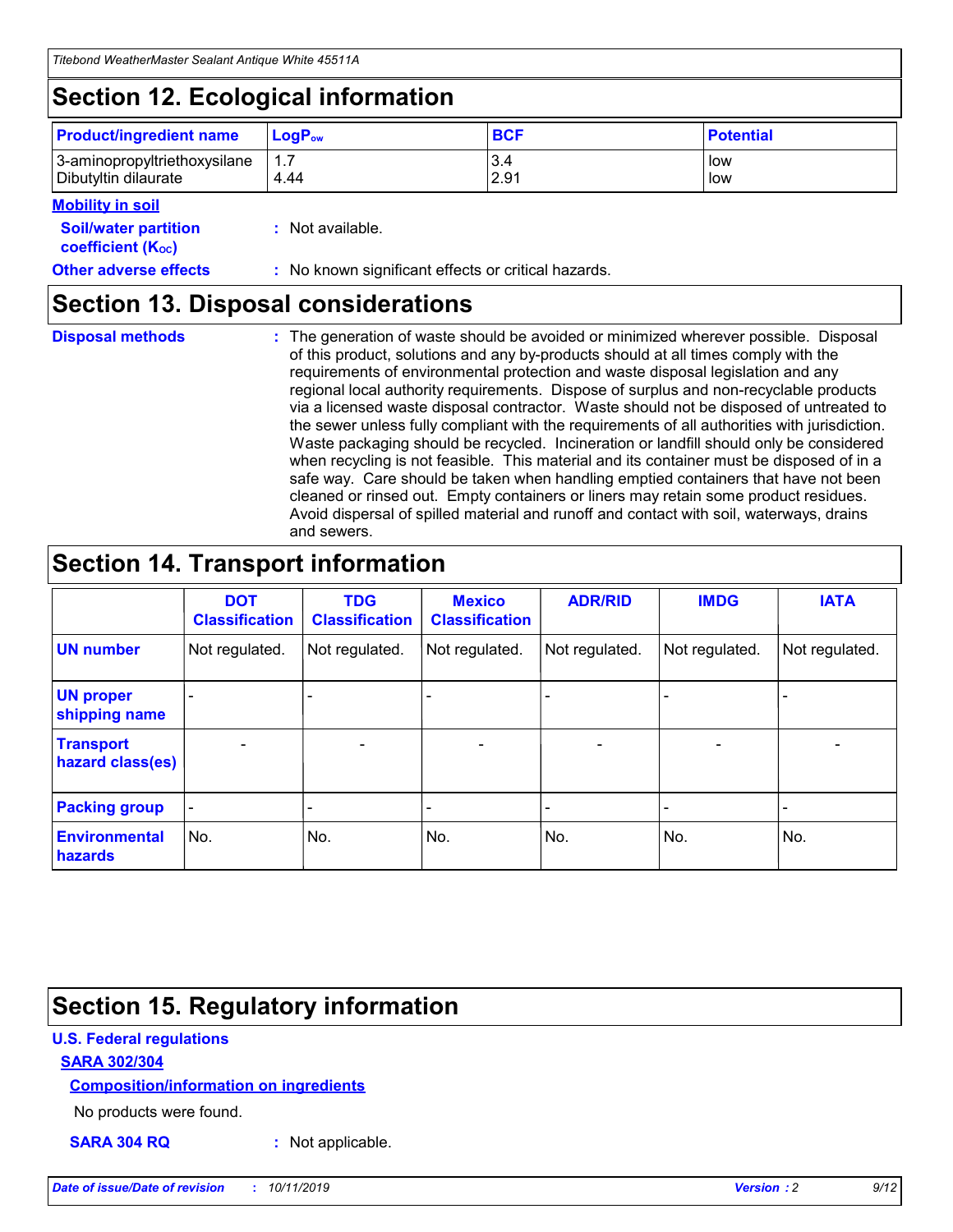# Section 12. Ecological information

| Product/ingredient name | $LogP_{ow}$ | BCF | Potential |
|---|---|---|---|
| 3-aminopropyltriethoxysilane | 1.7 | 3.4 | low |
| Dibutyltin dilaurate | 4.44 | 2.91 | low |

**Mobility in soil**

**Soil/water partition coefficient ($K_{OC}$)** : Not available.

**Other adverse effects** : No known significant effects or critical hazards.

# Section 13. Disposal considerations

**Disposal methods** : The generation of waste should be avoided or minimized wherever possible. Disposal of this product, solutions and any by-products should at all times comply with the requirements of environmental protection and waste disposal legislation and any regional local authority requirements. Dispose of surplus and non-recyclable products via a licensed waste disposal contractor. Waste should not be disposed of untreated to the sewer unless fully compliant with the requirements of all authorities with jurisdiction. Waste packaging should be recycled. Incineration or landfill should only be considered when recycling is not feasible. This material and its container must be disposed of in a safe way. Care should be taken when handling emptied containers that have not been cleaned or rinsed out. Empty containers or liners may retain some product residues. Avoid dispersal of spilled material and runoff and contact with soil, waterways, drains and sewers.

# Section 14. Transport information

| | DOT Classification | TDG Classification | Mexico Classification | ADR/RID | IMDG | IATA |
|---|---|---|---|---|---|---|
| UN number | Not regulated. | Not regulated. | Not regulated. | Not regulated. | Not regulated. | Not regulated. |
| UN proper shipping name | - | - | - | - | - | - |
| Transport hazard class(es) | - | - | - | - | - | - |
| Packing group | - | - | - | - | - | - |
| Environmental hazards | No. | No. | No. | No. | No. | No. |

# Section 15. Regulatory information

**U.S. Federal regulations**

**SARA 302/304**

**Composition/information on ingredients**

No products were found.

**SARA 304 RQ** : Not applicable.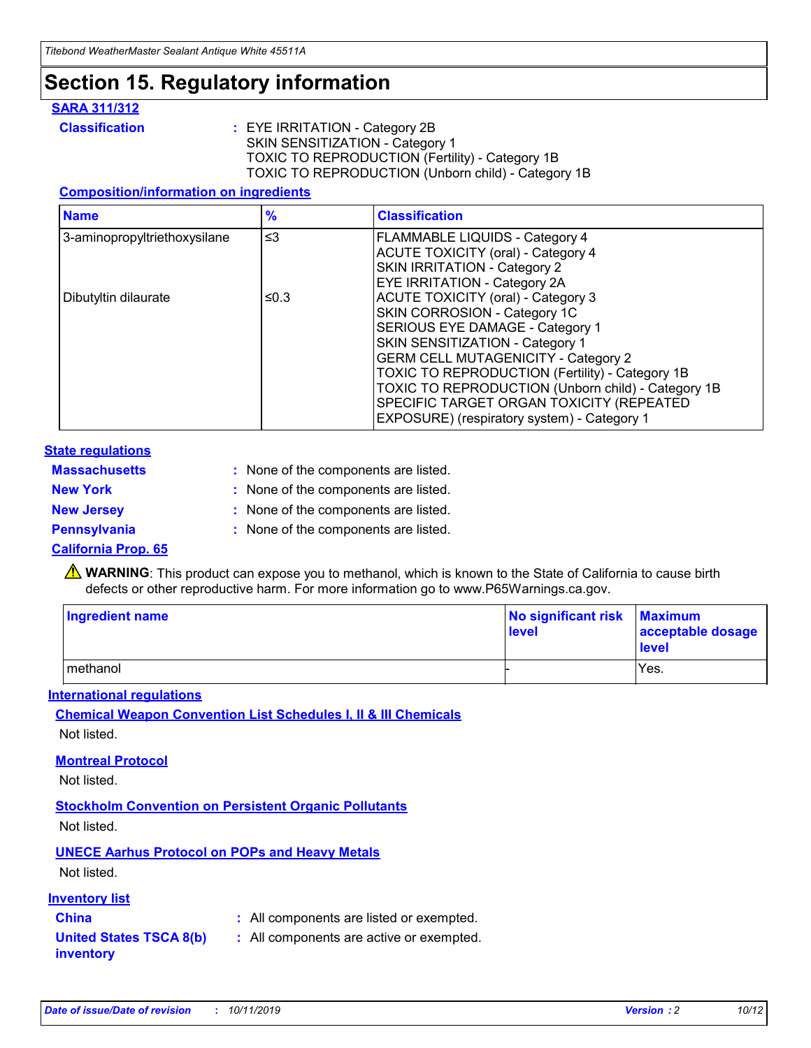# Section 15. Regulatory information

**SARA 311/312**

**Classification** : EYE IRRITATION - Category 2B
SKIN SENSITIZATION - Category 1
TOXIC TO REPRODUCTION (Fertility) - Category 1B
TOXIC TO REPRODUCTION (Unborn child) - Category 1B

**Composition/information on ingredients**

| Name | % | Classification |
|---|---|---|
| 3-aminopropyltriethoxysilane | ≤3 | FLAMMABLE LIQUIDS - Category 4<br>ACUTE TOXICITY (oral) - Category 4<br>SKIN IRRITATION - Category 2<br>EYE IRRITATION - Category 2A |
| Dibutyltin dilaurate | ≤0.3 | ACUTE TOXICITY (oral) - Category 3<br>SKIN CORROSION - Category 1C<br>SERIOUS EYE DAMAGE - Category 1<br>SKIN SENSITIZATION - Category 1<br>GERM CELL MUTAGENICITY - Category 2<br>TOXIC TO REPRODUCTION (Fertility) - Category 1B<br>TOXIC TO REPRODUCTION (Unborn child) - Category 1B<br>SPECIFIC TARGET ORGAN TOXICITY (REPEATED EXPOSURE) (respiratory system) - Category 1 |

**State regulations**

**Massachusetts** : None of the components are listed.

**New York** : None of the components are listed.

**New Jersey** : None of the components are listed.

**Pennsylvania** : None of the components are listed.

**California Prop. 65**

⚠ **WARNING**: This product can expose you to methanol, which is known to the State of California to cause birth defects or other reproductive harm. For more information go to www.P65Warnings.ca.gov.

| Ingredient name | No significant risk level | Maximum acceptable dosage level |
|---|---|---|
| methanol | - | Yes. |

**International regulations**

**Chemical Weapon Convention List Schedules I, II & III Chemicals**

Not listed.

**Montreal Protocol**

Not listed.

**Stockholm Convention on Persistent Organic Pollutants**

Not listed.

**UNECE Aarhus Protocol on POPs and Heavy Metals**

Not listed.

**Inventory list**

**China** : All components are listed or exempted.

**United States TSCA 8(b) inventory** : All components are active or exempted.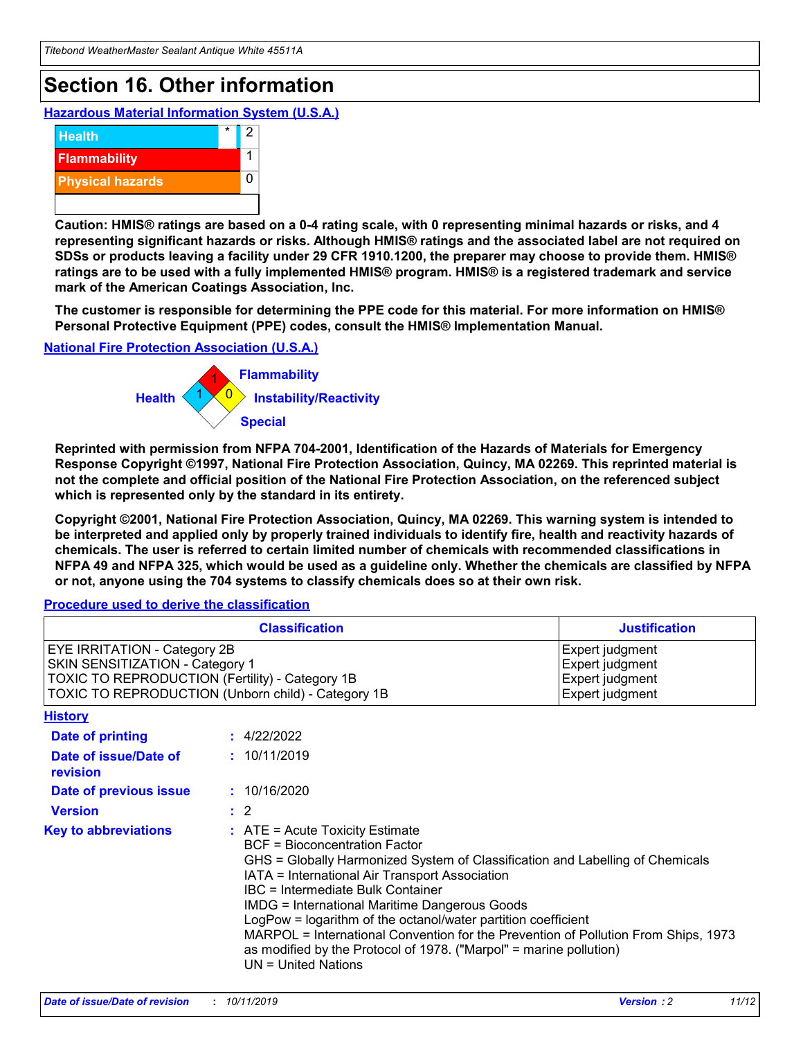# Section 16. Other information

**Hazardous Material Information System (U.S.A.)**

| | | |
|---|---|---|
| Health | * | 2 |
| Flammability | | 1 |
| Physical hazards | | 0 |

**Caution: HMIS® ratings are based on a 0-4 rating scale, with 0 representing minimal hazards or risks, and 4 representing significant hazards or risks. Although HMIS® ratings and the associated label are not required on SDSs or products leaving a facility under 29 CFR 1910.1200, the preparer may choose to provide them. HMIS® ratings are to be used with a fully implemented HMIS® program. HMIS® is a registered trademark and service mark of the American Coatings Association, Inc.**

**The customer is responsible for determining the PPE code for this material. For more information on HMIS® Personal Protective Equipment (PPE) codes, consult the HMIS® Implementation Manual.**

**National Fire Protection Association (U.S.A.)**

Flammability: 1
Health: 1
Instability/Reactivity: 0
Special:

**Reprinted with permission from NFPA 704-2001, Identification of the Hazards of Materials for Emergency Response Copyright ©1997, National Fire Protection Association, Quincy, MA 02269. This reprinted material is not the complete and official position of the National Fire Protection Association, on the referenced subject which is represented only by the standard in its entirety.**

**Copyright ©2001, National Fire Protection Association, Quincy, MA 02269. This warning system is intended to be interpreted and applied only by properly trained individuals to identify fire, health and reactivity hazards of chemicals. The user is referred to certain limited number of chemicals with recommended classifications in NFPA 49 and NFPA 325, which would be used as a guideline only. Whether the chemicals are classified by NFPA or not, anyone using the 704 systems to classify chemicals does so at their own risk.**

**Procedure used to derive the classification**

| Classification | Justification |
|---|---|
| EYE IRRITATION - Category 2B | Expert judgment |
| SKIN SENSITIZATION - Category 1 | Expert judgment |
| TOXIC TO REPRODUCTION (Fertility) - Category 1B | Expert judgment |
| TOXIC TO REPRODUCTION (Unborn child) - Category 1B | Expert judgment |

**History**

**Date of printing** : 4/22/2022

**Date of issue/Date of revision** : 10/11/2019

**Date of previous issue** : 10/16/2020

**Version** : 2

**Key to abbreviations** : ATE = Acute Toxicity Estimate
BCF = Bioconcentration Factor
GHS = Globally Harmonized System of Classification and Labelling of Chemicals
IATA = International Air Transport Association
IBC = Intermediate Bulk Container
IMDG = International Maritime Dangerous Goods
LogPow = logarithm of the octanol/water partition coefficient
MARPOL = International Convention for the Prevention of Pollution From Ships, 1973 as modified by the Protocol of 1978. ("Marpol" = marine pollution)
UN = United Nations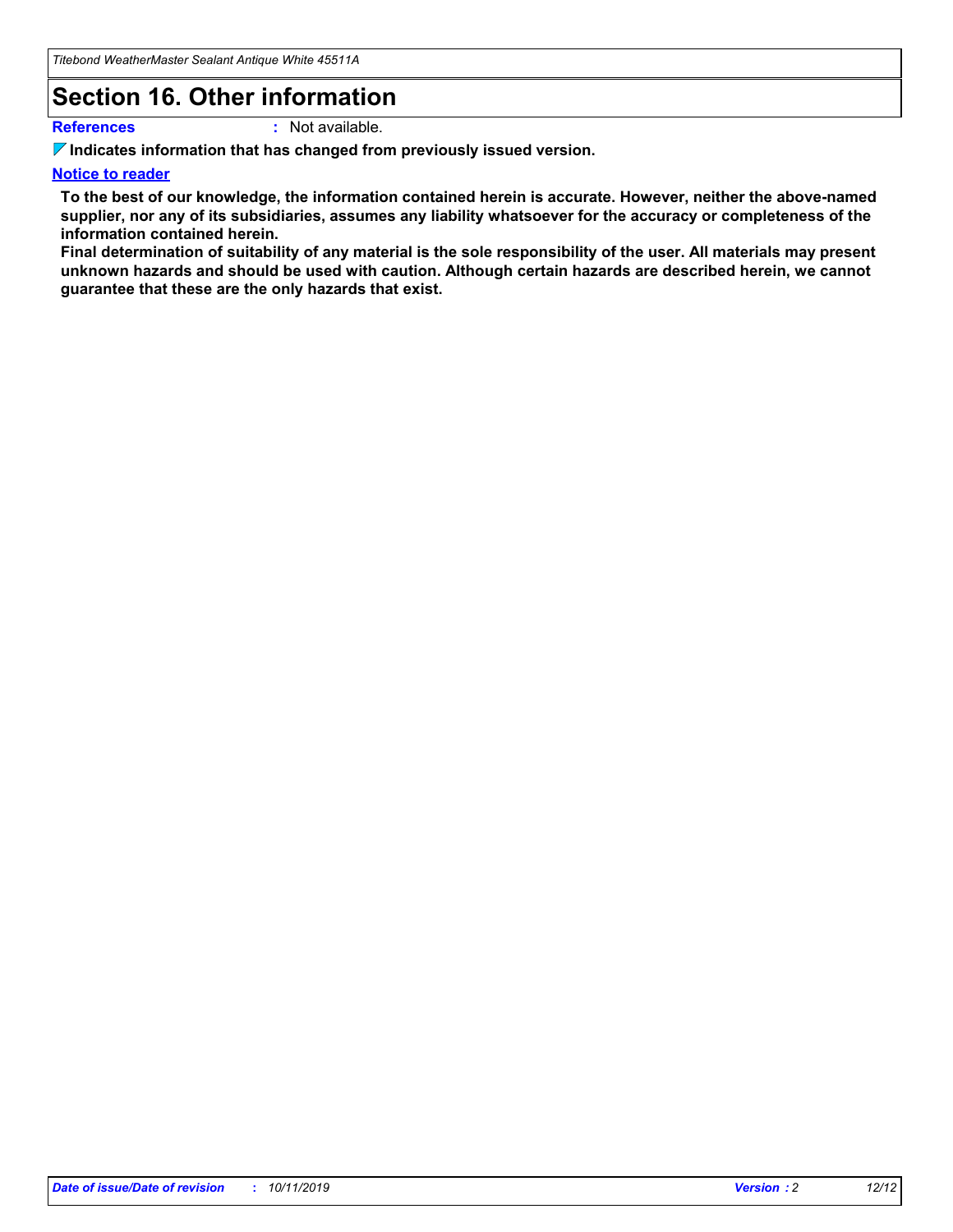# Section 16. Other information

**References** : Not available.

**Indicates information that has changed from previously issued version.**

**Notice to reader**

**To the best of our knowledge, the information contained herein is accurate. However, neither the above-named supplier, nor any of its subsidiaries, assumes any liability whatsoever for the accuracy or completeness of the information contained herein.**

**Final determination of suitability of any material is the sole responsibility of the user. All materials may present unknown hazards and should be used with caution. Although certain hazards are described herein, we cannot guarantee that these are the only hazards that exist.**